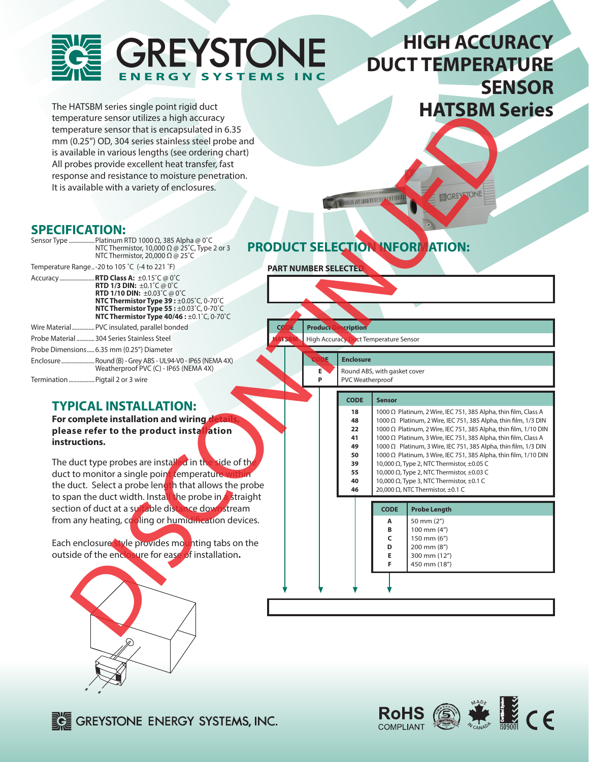# GREYSTONE ENERGY SYSTEMS INC

# HIGH ACCURACY DUCT TEMPERATURE SENSOR HATSBM Series

DISCONTINUED

The HATSBM series single point rigid duct temperature sensor utilizes a high accuracy temperature sensor that is encapsulated in 6.35 mm (0.25") OD, 304 series stainless steel probe and is available in various lengths (see ordering chart) All probes provide excellent heat transfer, fast response and resistance to moisture penetration. It is available with a variety of enclosures.

## SPECIFICATION:

- Sensor Type ................ Platinum RTD 1000 Ω, 385 Alpha @ 0˚C; NTC Thermistor, 10,000 Ω @ 25˚C, Type 2 or 3; NTC Thermistor, 20,000 Ω @ 25˚C
- Temperature Range.. -20 to 105 ˚C (-4 to 221 ˚F)
- Accuracy ....................... **RTD Class A:** ±0.15˚C @ 0˚C; **RTD 1/3 DIN:** ±0.1˚C @ 0˚C; **RTD 1/10 DIN:** ±0.03˚C @ 0˚C; **NTC Thermistor Type 39 :** ±0.05˚C, 0-70˚C; **NTC Thermistor Type 55 :** ±0.03˚C, 0-70˚C; **NTC Thermistor Type 40/46 :** ±0.1˚C, 0-70˚C
- Wire Material .............. PVC insulated, parallel bonded
- Probe Material ........... 304 Series Stainless Steel
- Probe Dimensions..... 6.35 mm (0.25") Diameter
- Enclosure ...................... Round (B) - Grey ABS - UL94-V0 - IP65 (NEMA 4X); Weatherproof PVC (C) - IP65 (NEMA 4X)
- Termination ................ Pigtail 2 or 3 wire

## TYPICAL INSTALLATION:

**For complete installation and wiring details, please refer to the product installation instructions.**

The duct type probes are installed in the side of the duct to monitor a single point temperature within the duct. Select a probe length that allows the probe to span the duct width. Install the probe in a straight section of duct at a suitable distance downstream from any heating, cooling or humidification devices.

Each enclosure style provides mounting tabs on the outside of the enclosure for ease of installation.

## PRODUCT SELECTION INFORMATION:

**PART NUMBER SELECTED**

| CODE | Product Description |
|---|---|
| HATSBM | High Accuracy Duct Temperature Sensor |

| CODE | Enclosure |
|---|---|
| E | Round ABS, with gasket cover |
| P | PVC Weatherproof |

| CODE | Sensor |
|---|---|
| 18 | 1000 Ω Platinum, 2 Wire, IEC 751, 385 Alpha, thin film, Class A |
| 48 | 1000 Ω Platinum, 2 Wire, IEC 751, 385 Alpha, thin film, 1/3 DIN |
| 22 | 1000 Ω Platinum, 2 Wire, IEC 751, 385 Alpha, thin film, 1/10 DIN |
| 41 | 1000 Ω Platinum, 3 Wire, IEC 751, 385 Alpha, thin film, Class A |
| 49 | 1000 Ω Platinum, 3 Wire, IEC 751, 385 Alpha, thin film, 1/3 DIN |
| 50 | 1000 Ω Platinum, 3 Wire, IEC 751, 385 Alpha, thin film, 1/10 DIN |
| 39 | 10,000 Ω, Type 2, NTC Thermistor, ±0.05 C |
| 55 | 10,000 Ω, Type 2, NTC Thermistor, ±0.03 C |
| 40 | 10,000 Ω, Type 3, NTC Thermistor, ±0.1 C |
| 46 | 20,000 Ω, NTC Thermistor, ±0.1 C |

| CODE | Probe Length |
|---|---|
| A | 50 mm (2") |
| B | 100 mm (4") |
| C | 150 mm (6") |
| D | 200 mm (8") |
| E | 300 mm (12") |
| F | 450 mm (18") |

GREYSTONE ENERGY SYSTEMS, INC.

RoHS COMPLIANT · 5 Warranty · MADE IN CANADA · ISO9001 · CE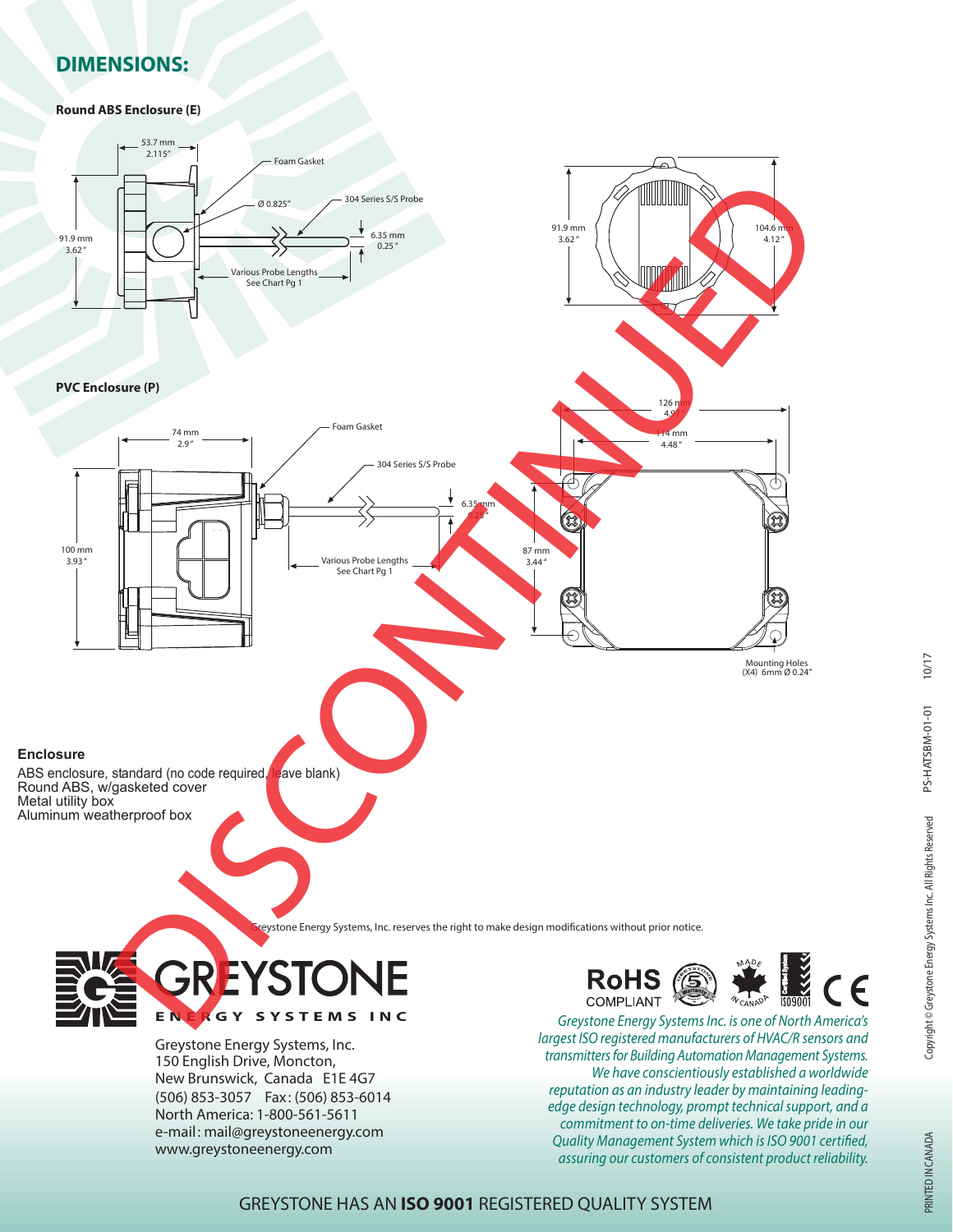## DIMENSIONS:

### Round ABS Enclosure (E)

53.7 mm
2.115"
Foam Gasket
Ø 0.825"
304 Series S/S Probe
91.9 mm
3.62"
6.35 mm
0.25"
Various Probe Lengths
See Chart Pg 1
91.9 mm
3.62"
104.6 mm
4.12"

### PVC Enclosure (P)

74 mm
2.9"
Foam Gasket
304 Series S/S Probe
6.35 mm
0.25"
100 mm
3.93"
Various Probe Lengths
See Chart Pg 1
126 mm
4.96"
114 mm
4.48"
87 mm
3.44"
Mounting Holes
(X4) 6mm Ø 0.24"

DISCONTINUED

**Enclosure**

ABS enclosure, standard (no code required, leave blank)
Round ABS, w/gasketed cover
Metal utility box
Aluminum weatherproof box

Greystone Energy Systems, Inc. reserves the right to make design modifications without prior notice.

GREYSTONE
ENERGY SYSTEMS INC

Greystone Energy Systems, Inc.
150 English Drive, Moncton,
New Brunswick, Canada E1E 4G7
(506) 853-3057 Fax: (506) 853-6014
North America: 1-800-561-5611
e-mail: mail@greystoneenergy.com
www.greystoneenergy.com

RoHS COMPLIANT

*Greystone Energy Systems Inc. is one of North America's largest ISO registered manufacturers of HVAC/R sensors and transmitters for Building Automation Management Systems. We have conscientiously established a worldwide reputation as an industry leader by maintaining leading-edge design technology, prompt technical support, and a commitment to on-time deliveries. We take pride in our Quality Management System which is ISO 9001 certified, assuring our customers of consistent product reliability.*

GREYSTONE HAS AN **ISO 9001** REGISTERED QUALITY SYSTEM

PRINTED IN CANADA    Copyright © Greystone Energy Systems Inc. All Rights Reserved    PS-HATSBM-01-01    10/17